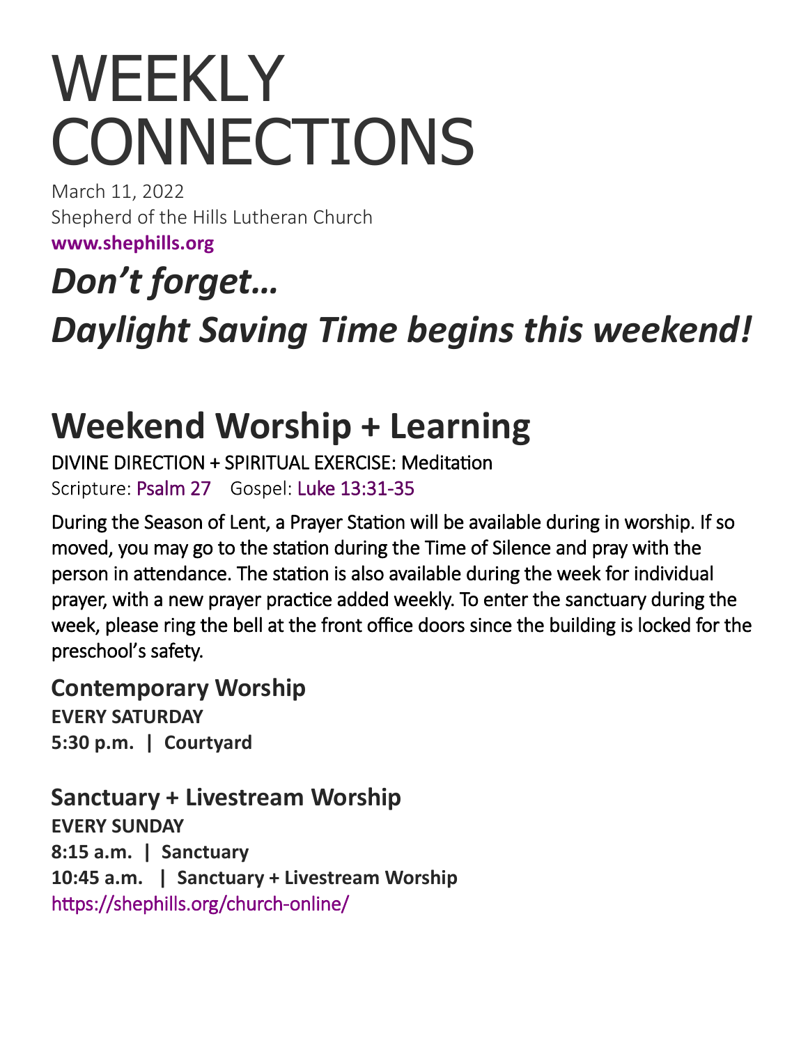# WEEKLY CONNECTIONS

March 11, 2022
Shepherd of the Hills Lutheran Church
**www.shephills.org**

## *Don't forget…*
## *Daylight Saving Time begins this weekend!*

# Weekend Worship + Learning

DIVINE DIRECTION + SPIRITUAL EXERCISE: Meditation
Scripture: Psalm 27 Gospel: Luke 13:31-35

During the Season of Lent, a Prayer Station will be available during in worship. If so moved, you may go to the station during the Time of Silence and pray with the person in attendance. The station is also available during the week for individual prayer, with a new prayer practice added weekly. To enter the sanctuary during the week, please ring the bell at the front office doors since the building is locked for the preschool's safety.

### Contemporary Worship

**EVERY SATURDAY**
**5:30 p.m. | Courtyard**

### Sanctuary + Livestream Worship

**EVERY SUNDAY**
**8:15 a.m. | Sanctuary**
**10:45 a.m. | Sanctuary + Livestream Worship**
https://shephills.org/church-online/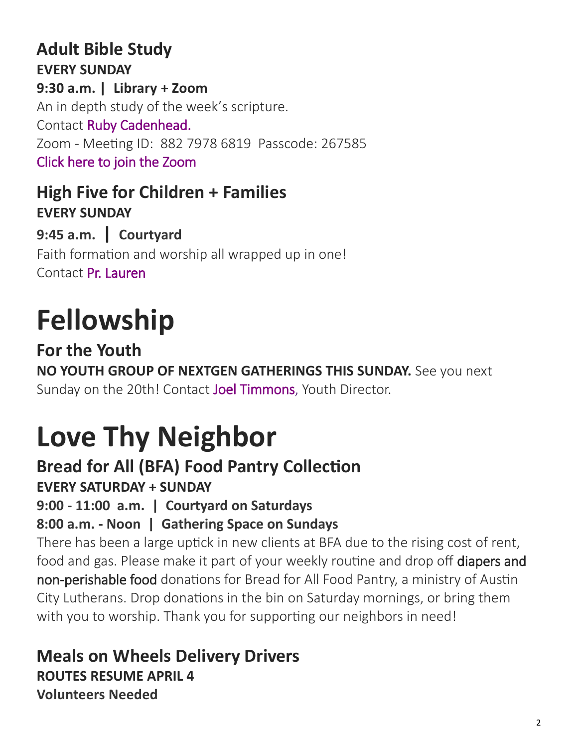### Adult Bible Study

**EVERY SUNDAY**

**9:30 a.m. | Library + Zoom**

An in depth study of the week's scripture.

Contact Ruby Cadenhead.

Zoom - Meeting ID: 882 7978 6819 Passcode: 267585

Click here to join the Zoom

### High Five for Children + Families

**EVERY SUNDAY**

**9:45 a.m. | Courtyard**

Faith formation and worship all wrapped up in one!

Contact Pr. Lauren

# Fellowship

### For the Youth

**NO YOUTH GROUP OF NEXTGEN GATHERINGS THIS SUNDAY.** See you next Sunday on the 20th! Contact Joel Timmons, Youth Director.

# Love Thy Neighbor

### Bread for All (BFA) Food Pantry Collection

**EVERY SATURDAY + SUNDAY**

**9:00 - 11:00 a.m. | Courtyard on Saturdays**

**8:00 a.m. - Noon | Gathering Space on Sundays**

There has been a large uptick in new clients at BFA due to the rising cost of rent, food and gas. Please make it part of your weekly routine and drop off diapers and non-perishable food donations for Bread for All Food Pantry, a ministry of Austin City Lutherans. Drop donations in the bin on Saturday mornings, or bring them with you to worship. Thank you for supporting our neighbors in need!

### Meals on Wheels Delivery Drivers

**ROUTES RESUME APRIL 4**

**Volunteers Needed**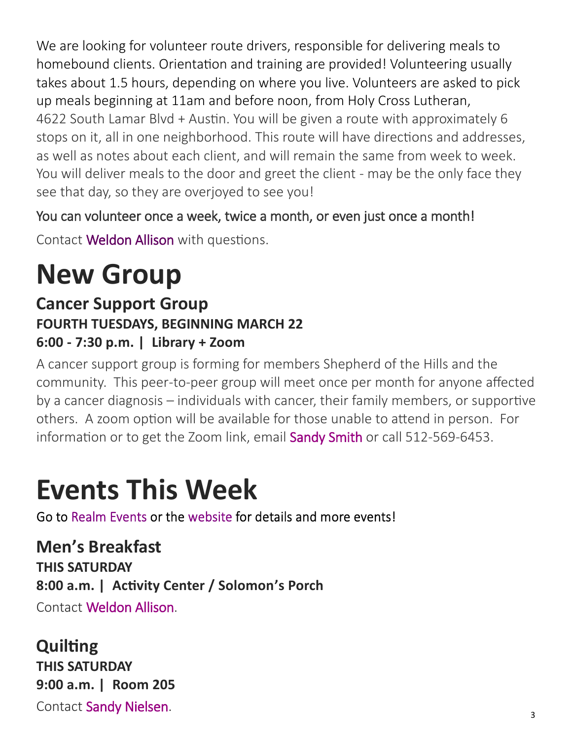We are looking for volunteer route drivers, responsible for delivering meals to homebound clients. Orientation and training are provided! Volunteering usually takes about 1.5 hours, depending on where you live. Volunteers are asked to pick up meals beginning at 11am and before noon, from Holy Cross Lutheran, 4622 South Lamar Blvd + Austin. You will be given a route with approximately 6 stops on it, all in one neighborhood. This route will have directions and addresses, as well as notes about each client, and will remain the same from week to week. You will deliver meals to the door and greet the client - may be the only face they see that day, so they are overjoyed to see you!

You can volunteer once a week, twice a month, or even just once a month!

Contact Weldon Allison with questions.

# New Group

## Cancer Support Group

**FOURTH TUESDAYS, BEGINNING MARCH 22**

**6:00 - 7:30 p.m. | Library + Zoom**

A cancer support group is forming for members Shepherd of the Hills and the community. This peer-to-peer group will meet once per month for anyone affected by a cancer diagnosis – individuals with cancer, their family members, or supportive others. A zoom option will be available for those unable to attend in person. For information or to get the Zoom link, email Sandy Smith or call 512-569-6453.

# Events This Week

Go to Realm Events or the website for details and more events!

## Men's Breakfast

**THIS SATURDAY**

**8:00 a.m. | Activity Center / Solomon's Porch**

Contact Weldon Allison.

## Quilting

**THIS SATURDAY**

**9:00 a.m. | Room 205**

Contact Sandy Nielsen.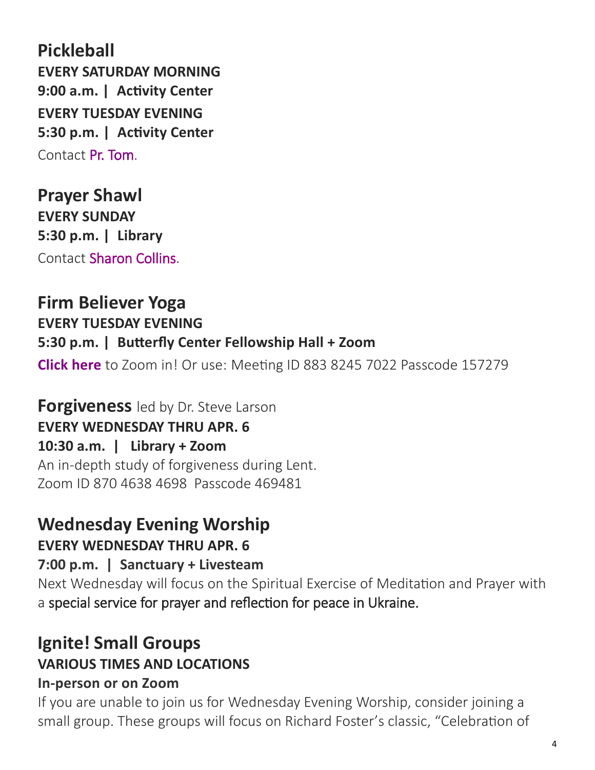## Pickleball

**EVERY SATURDAY MORNING**
**9:00 a.m. | Activity Center**
**EVERY TUESDAY EVENING**
**5:30 p.m. | Activity Center**
Contact Pr. Tom.

## Prayer Shawl

**EVERY SUNDAY**
**5:30 p.m. | Library**
Contact Sharon Collins.

## Firm Believer Yoga

**EVERY TUESDAY EVENING**
**5:30 p.m. | Butterfly Center Fellowship Hall + Zoom**
**Click here** to Zoom in! Or use: Meeting ID 883 8245 7022 Passcode 157279

## Forgiveness led by Dr. Steve Larson

**EVERY WEDNESDAY THRU APR. 6**
**10:30 a.m. | Library + Zoom**
An in-depth study of forgiveness during Lent.
Zoom ID 870 4638 4698 Passcode 469481

## Wednesday Evening Worship

**EVERY WEDNESDAY THRU APR. 6**
**7:00 p.m. | Sanctuary + Livesteam**
Next Wednesday will focus on the Spiritual Exercise of Meditation and Prayer with a special service for prayer and reflection for peace in Ukraine.

## Ignite! Small Groups

**VARIOUS TIMES AND LOCATIONS**
**In-person or on Zoom**
If you are unable to join us for Wednesday Evening Worship, consider joining a small group. These groups will focus on Richard Foster's classic, "Celebration of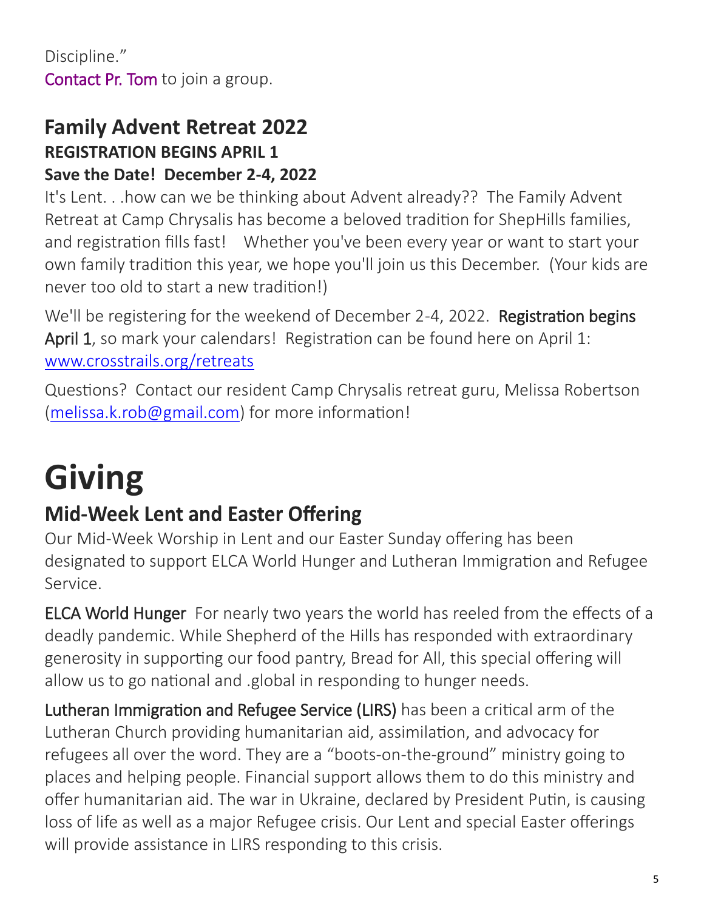Discipline."
Contact Pr. Tom to join a group.

## Family Advent Retreat 2022

**REGISTRATION BEGINS APRIL 1**

**Save the Date!  December 2-4, 2022**

It's Lent. . .how can we be thinking about Advent already??  The Family Advent Retreat at Camp Chrysalis has become a beloved tradition for ShepHills families, and registration fills fast!   Whether you've been every year or want to start your own family tradition this year, we hope you'll join us this December.  (Your kids are never too old to start a new tradition!)

We'll be registering for the weekend of December 2-4, 2022.  Registration begins April 1, so mark your calendars!  Registration can be found here on April 1: www.crosstrails.org/retreats

Questions?  Contact our resident Camp Chrysalis retreat guru, Melissa Robertson (melissa.k.rob@gmail.com) for more information!

# Giving

## Mid-Week Lent and Easter Offering

Our Mid-Week Worship in Lent and our Easter Sunday offering has been designated to support ELCA World Hunger and Lutheran Immigration and Refugee Service.

ELCA World Hunger  For nearly two years the world has reeled from the effects of a deadly pandemic. While Shepherd of the Hills has responded with extraordinary generosity in supporting our food pantry, Bread for All, this special offering will allow us to go national and .global in responding to hunger needs.

Lutheran Immigration and Refugee Service (LIRS) has been a critical arm of the Lutheran Church providing humanitarian aid, assimilation, and advocacy for refugees all over the word. They are a "boots-on-the-ground" ministry going to places and helping people. Financial support allows them to do this ministry and offer humanitarian aid. The war in Ukraine, declared by President Putin, is causing loss of life as well as a major Refugee crisis. Our Lent and special Easter offerings will provide assistance in LIRS responding to this crisis.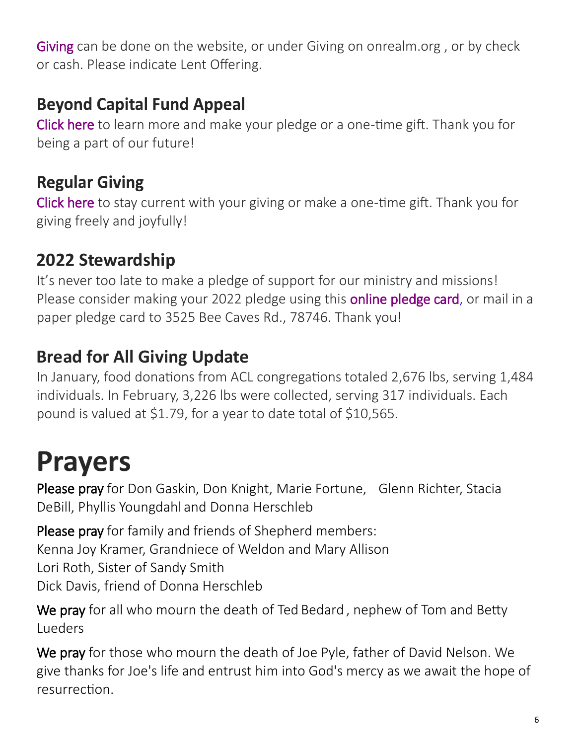Giving can be done on the website, or under Giving on onrealm.org , or by check or cash. Please indicate Lent Offering.

## Beyond Capital Fund Appeal

Click here to learn more and make your pledge or a one-time gift. Thank you for being a part of our future!

## Regular Giving

Click here to stay current with your giving or make a one-time gift. Thank you for giving freely and joyfully!

## 2022 Stewardship

It's never too late to make a pledge of support for our ministry and missions! Please consider making your 2022 pledge using this online pledge card, or mail in a paper pledge card to 3525 Bee Caves Rd., 78746. Thank you!

## Bread for All Giving Update

In January, food donations from ACL congregations totaled 2,676 lbs, serving 1,484 individuals. In February, 3,226 lbs were collected, serving 317 individuals. Each pound is valued at $1.79, for a year to date total of $10,565.

# Prayers

Please pray for Don Gaskin, Don Knight, Marie Fortune, Glenn Richter, Stacia DeBill, Phyllis Youngdahl and Donna Herschleb

Please pray for family and friends of Shepherd members:
Kenna Joy Kramer, Grandniece of Weldon and Mary Allison
Lori Roth, Sister of Sandy Smith
Dick Davis, friend of Donna Herschleb

We pray for all who mourn the death of Ted Bedard , nephew of Tom and Betty Lueders

We pray for those who mourn the death of Joe Pyle, father of David Nelson. We give thanks for Joe's life and entrust him into God's mercy as we await the hope of resurrection.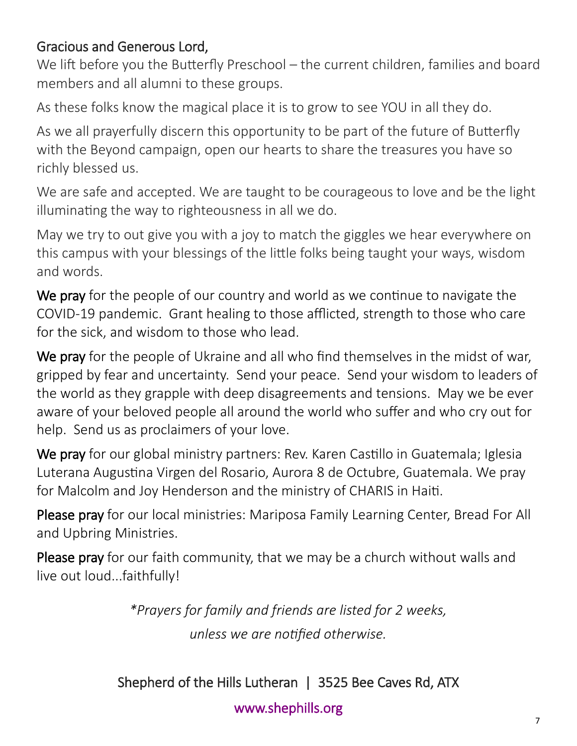Gracious and Generous Lord,

We lift before you the Butterfly Preschool – the current children, families and board members and all alumni to these groups.

As these folks know the magical place it is to grow to see YOU in all they do.

As we all prayerfully discern this opportunity to be part of the future of Butterfly with the Beyond campaign, open our hearts to share the treasures you have so richly blessed us.

We are safe and accepted. We are taught to be courageous to love and be the light illuminating the way to righteousness in all we do.

May we try to out give you with a joy to match the giggles we hear everywhere on this campus with your blessings of the little folks being taught your ways, wisdom and words.

We pray for the people of our country and world as we continue to navigate the COVID-19 pandemic. Grant healing to those afflicted, strength to those who care for the sick, and wisdom to those who lead.

We pray for the people of Ukraine and all who find themselves in the midst of war, gripped by fear and uncertainty. Send your peace. Send your wisdom to leaders of the world as they grapple with deep disagreements and tensions. May we be ever aware of your beloved people all around the world who suffer and who cry out for help. Send us as proclaimers of your love.

We pray for our global ministry partners: Rev. Karen Castillo in Guatemala; Iglesia Luterana Augustina Virgen del Rosario, Aurora 8 de Octubre, Guatemala. We pray for Malcolm and Joy Henderson and the ministry of CHARIS in Haiti.

Please pray for our local ministries: Mariposa Family Learning Center, Bread For All and Upbring Ministries.

Please pray for our faith community, that we may be a church without walls and live out loud...faithfully!

*\*Prayers for family and friends are listed for 2 weeks,*
*unless we are notified otherwise.*

Shepherd of the Hills Lutheran | 3525 Bee Caves Rd, ATX

www.shephills.org